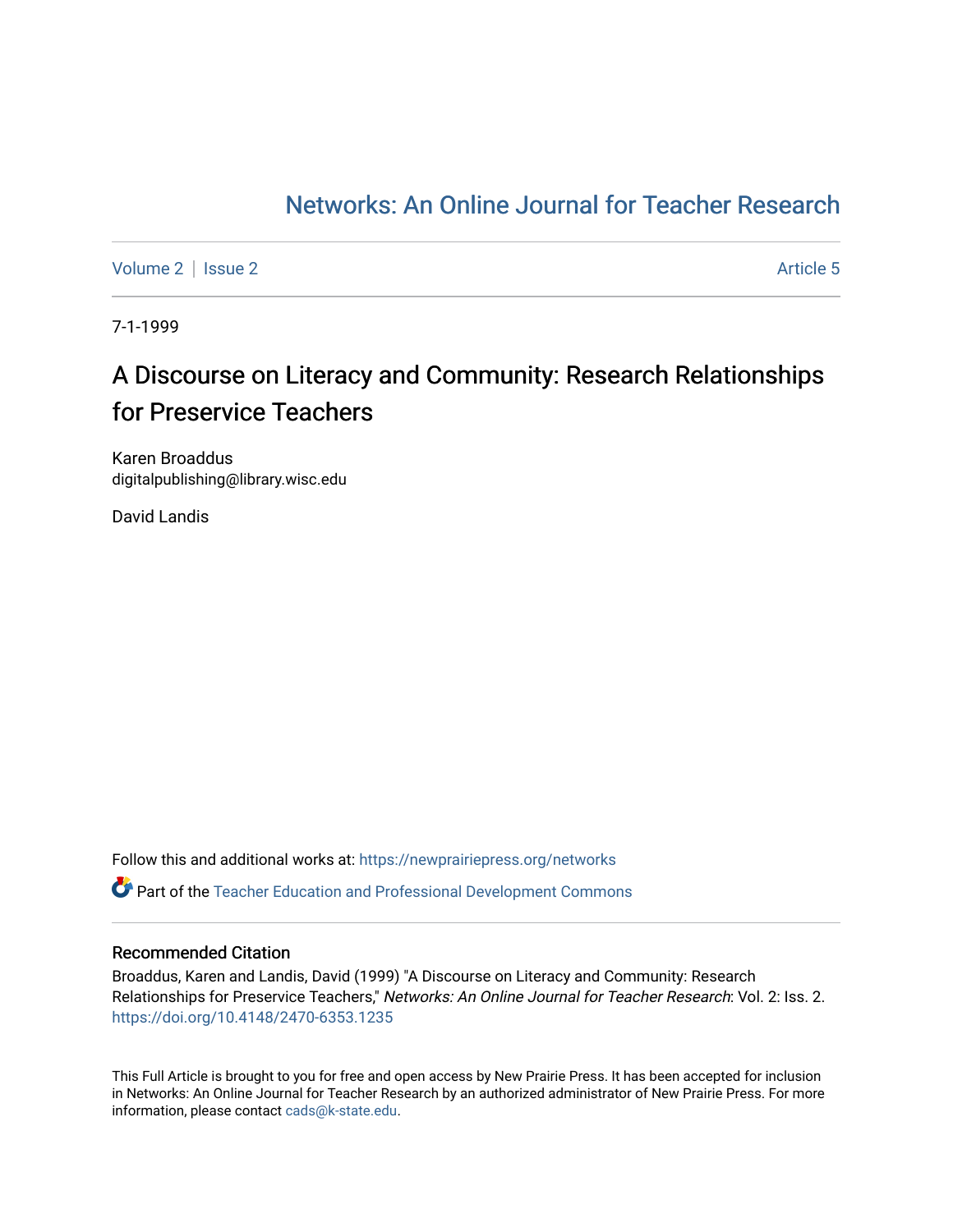Networks: An Online Journal for Teacher Research

Volume 2 | Issue 2 | Article 5

7-1-1999

# A Discourse on Literacy and Community: Research Relationships for Preservice Teachers

Karen Broaddus
digitalpublishing@library.wisc.edu

David Landis

Follow this and additional works at: https://newprairiepress.org/networks

Part of the Teacher Education and Professional Development Commons

## Recommended Citation

Broaddus, Karen and Landis, David (1999) "A Discourse on Literacy and Community: Research Relationships for Preservice Teachers," *Networks: An Online Journal for Teacher Research*: Vol. 2: Iss. 2. https://doi.org/10.4148/2470-6353.1235

This Full Article is brought to you for free and open access by New Prairie Press. It has been accepted for inclusion in Networks: An Online Journal for Teacher Research by an authorized administrator of New Prairie Press. For more information, please contact cads@k-state.edu.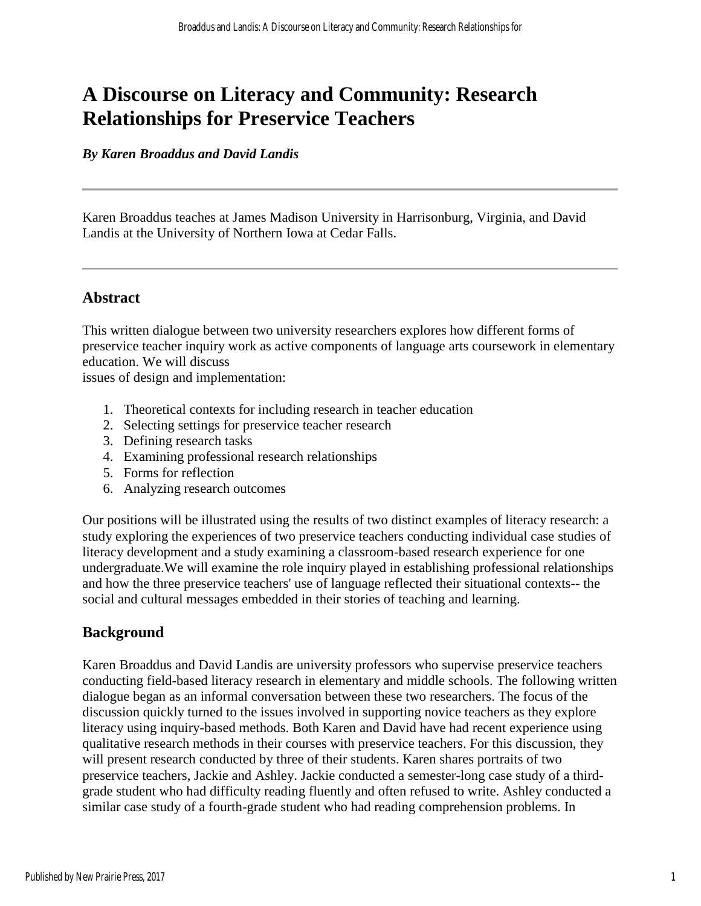# A Discourse on Literacy and Community: Research Relationships for Preservice Teachers

***By Karen Broaddus and David Landis***

---

Karen Broaddus teaches at James Madison University in Harrisonburg, Virginia, and David Landis at the University of Northern Iowa at Cedar Falls.

---

## Abstract

This written dialogue between two university researchers explores how different forms of preservice teacher inquiry work as active components of language arts coursework in elementary education. We will discuss
issues of design and implementation:

1. Theoretical contexts for including research in teacher education
2. Selecting settings for preservice teacher research
3. Defining research tasks
4. Examining professional research relationships
5. Forms for reflection
6. Analyzing research outcomes

Our positions will be illustrated using the results of two distinct examples of literacy research: a study exploring the experiences of two preservice teachers conducting individual case studies of literacy development and a study examining a classroom-based research experience for one undergraduate.We will examine the role inquiry played in establishing professional relationships and how the three preservice teachers' use of language reflected their situational contexts-- the social and cultural messages embedded in their stories of teaching and learning.

## Background

Karen Broaddus and David Landis are university professors who supervise preservice teachers conducting field-based literacy research in elementary and middle schools. The following written dialogue began as an informal conversation between these two researchers. The focus of the discussion quickly turned to the issues involved in supporting novice teachers as they explore literacy using inquiry-based methods. Both Karen and David have had recent experience using qualitative research methods in their courses with preservice teachers. For this discussion, they will present research conducted by three of their students. Karen shares portraits of two preservice teachers, Jackie and Ashley. Jackie conducted a semester-long case study of a third-grade student who had difficulty reading fluently and often refused to write. Ashley conducted a similar case study of a fourth-grade student who had reading comprehension problems. In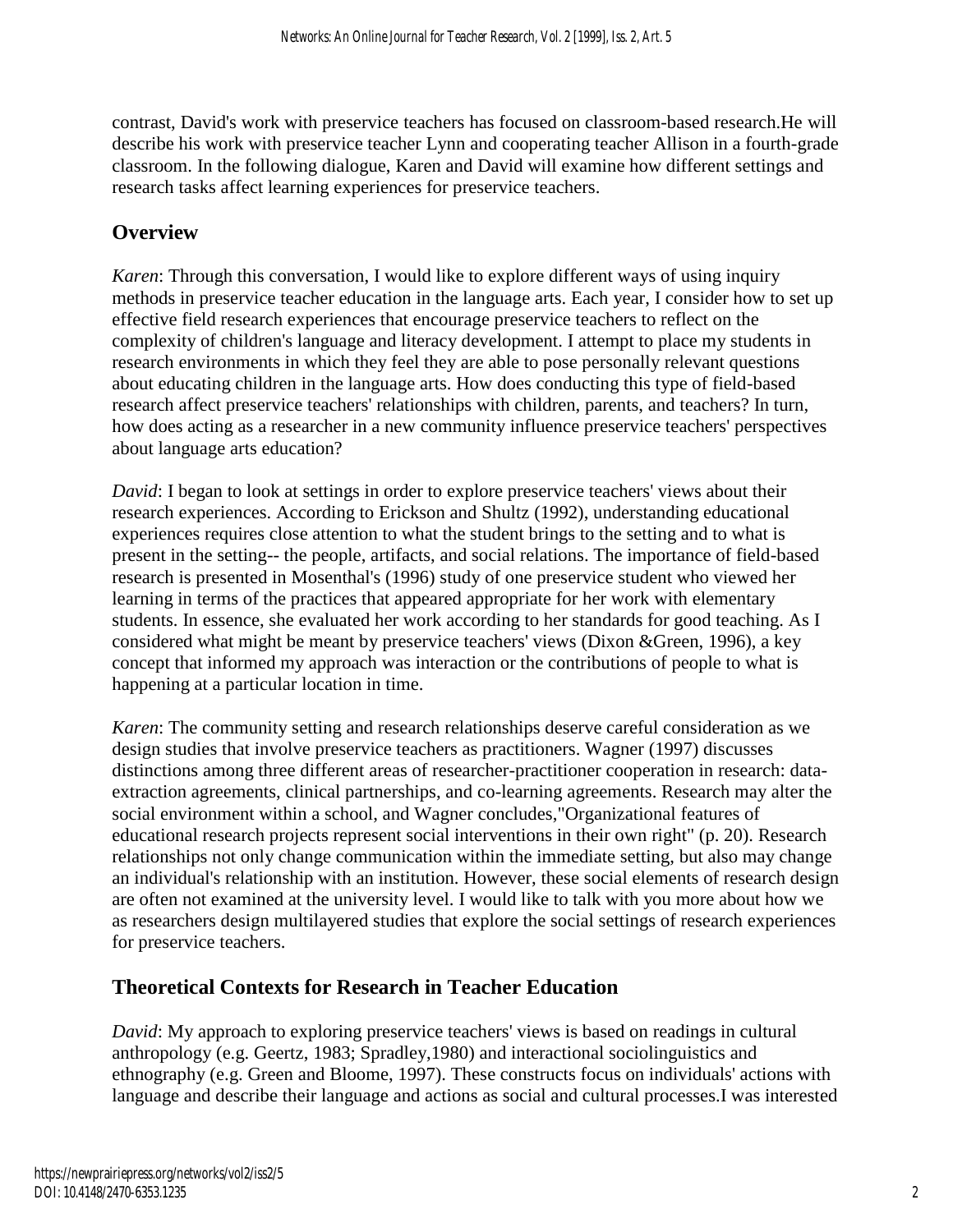contrast, David's work with preservice teachers has focused on classroom-based research.He will describe his work with preservice teacher Lynn and cooperating teacher Allison in a fourth-grade classroom. In the following dialogue, Karen and David will examine how different settings and research tasks affect learning experiences for preservice teachers.

## Overview

*Karen*: Through this conversation, I would like to explore different ways of using inquiry methods in preservice teacher education in the language arts. Each year, I consider how to set up effective field research experiences that encourage preservice teachers to reflect on the complexity of children's language and literacy development. I attempt to place my students in research environments in which they feel they are able to pose personally relevant questions about educating children in the language arts. How does conducting this type of field-based research affect preservice teachers' relationships with children, parents, and teachers? In turn, how does acting as a researcher in a new community influence preservice teachers' perspectives about language arts education?

*David*: I began to look at settings in order to explore preservice teachers' views about their research experiences. According to Erickson and Shultz (1992), understanding educational experiences requires close attention to what the student brings to the setting and to what is present in the setting-- the people, artifacts, and social relations. The importance of field-based research is presented in Mosenthal's (1996) study of one preservice student who viewed her learning in terms of the practices that appeared appropriate for her work with elementary students. In essence, she evaluated her work according to her standards for good teaching. As I considered what might be meant by preservice teachers' views (Dixon &Green, 1996), a key concept that informed my approach was interaction or the contributions of people to what is happening at a particular location in time.

*Karen*: The community setting and research relationships deserve careful consideration as we design studies that involve preservice teachers as practitioners. Wagner (1997) discusses distinctions among three different areas of researcher-practitioner cooperation in research: data-extraction agreements, clinical partnerships, and co-learning agreements. Research may alter the social environment within a school, and Wagner concludes,"Organizational features of educational research projects represent social interventions in their own right" (p. 20). Research relationships not only change communication within the immediate setting, but also may change an individual's relationship with an institution. However, these social elements of research design are often not examined at the university level. I would like to talk with you more about how we as researchers design multilayered studies that explore the social settings of research experiences for preservice teachers.

## Theoretical Contexts for Research in Teacher Education

*David*: My approach to exploring preservice teachers' views is based on readings in cultural anthropology (e.g. Geertz, 1983; Spradley,1980) and interactional sociolinguistics and ethnography (e.g. Green and Bloome, 1997). These constructs focus on individuals' actions with language and describe their language and actions as social and cultural processes.I was interested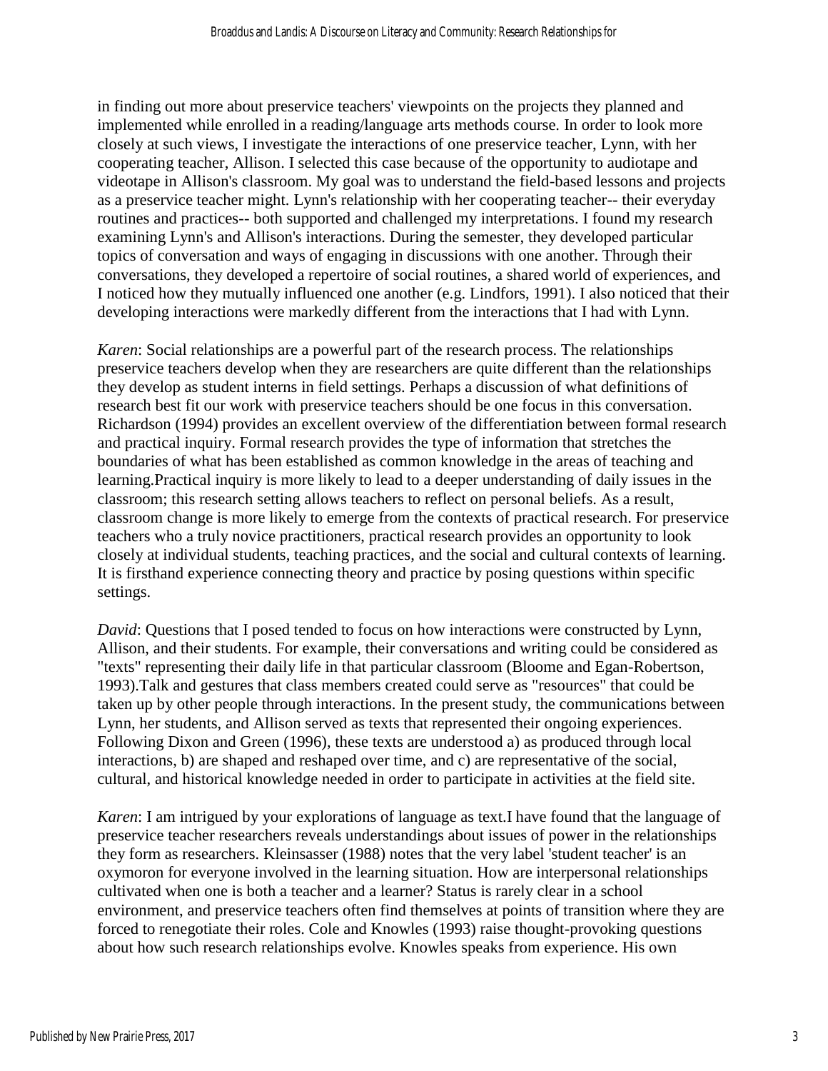in finding out more about preservice teachers' viewpoints on the projects they planned and implemented while enrolled in a reading/language arts methods course. In order to look more closely at such views, I investigate the interactions of one preservice teacher, Lynn, with her cooperating teacher, Allison. I selected this case because of the opportunity to audiotape and videotape in Allison's classroom. My goal was to understand the field-based lessons and projects as a preservice teacher might. Lynn's relationship with her cooperating teacher-- their everyday routines and practices-- both supported and challenged my interpretations. I found my research examining Lynn's and Allison's interactions. During the semester, they developed particular topics of conversation and ways of engaging in discussions with one another. Through their conversations, they developed a repertoire of social routines, a shared world of experiences, and I noticed how they mutually influenced one another (e.g. Lindfors, 1991). I also noticed that their developing interactions were markedly different from the interactions that I had with Lynn.

*Karen*: Social relationships are a powerful part of the research process. The relationships preservice teachers develop when they are researchers are quite different than the relationships they develop as student interns in field settings. Perhaps a discussion of what definitions of research best fit our work with preservice teachers should be one focus in this conversation. Richardson (1994) provides an excellent overview of the differentiation between formal research and practical inquiry. Formal research provides the type of information that stretches the boundaries of what has been established as common knowledge in the areas of teaching and learning.Practical inquiry is more likely to lead to a deeper understanding of daily issues in the classroom; this research setting allows teachers to reflect on personal beliefs. As a result, classroom change is more likely to emerge from the contexts of practical research. For preservice teachers who a truly novice practitioners, practical research provides an opportunity to look closely at individual students, teaching practices, and the social and cultural contexts of learning. It is firsthand experience connecting theory and practice by posing questions within specific settings.

*David*: Questions that I posed tended to focus on how interactions were constructed by Lynn, Allison, and their students. For example, their conversations and writing could be considered as "texts" representing their daily life in that particular classroom (Bloome and Egan-Robertson, 1993).Talk and gestures that class members created could serve as "resources" that could be taken up by other people through interactions. In the present study, the communications between Lynn, her students, and Allison served as texts that represented their ongoing experiences. Following Dixon and Green (1996), these texts are understood a) as produced through local interactions, b) are shaped and reshaped over time, and c) are representative of the social, cultural, and historical knowledge needed in order to participate in activities at the field site.

*Karen*: I am intrigued by your explorations of language as text.I have found that the language of preservice teacher researchers reveals understandings about issues of power in the relationships they form as researchers. Kleinsasser (1988) notes that the very label 'student teacher' is an oxymoron for everyone involved in the learning situation. How are interpersonal relationships cultivated when one is both a teacher and a learner? Status is rarely clear in a school environment, and preservice teachers often find themselves at points of transition where they are forced to renegotiate their roles. Cole and Knowles (1993) raise thought-provoking questions about how such research relationships evolve. Knowles speaks from experience. His own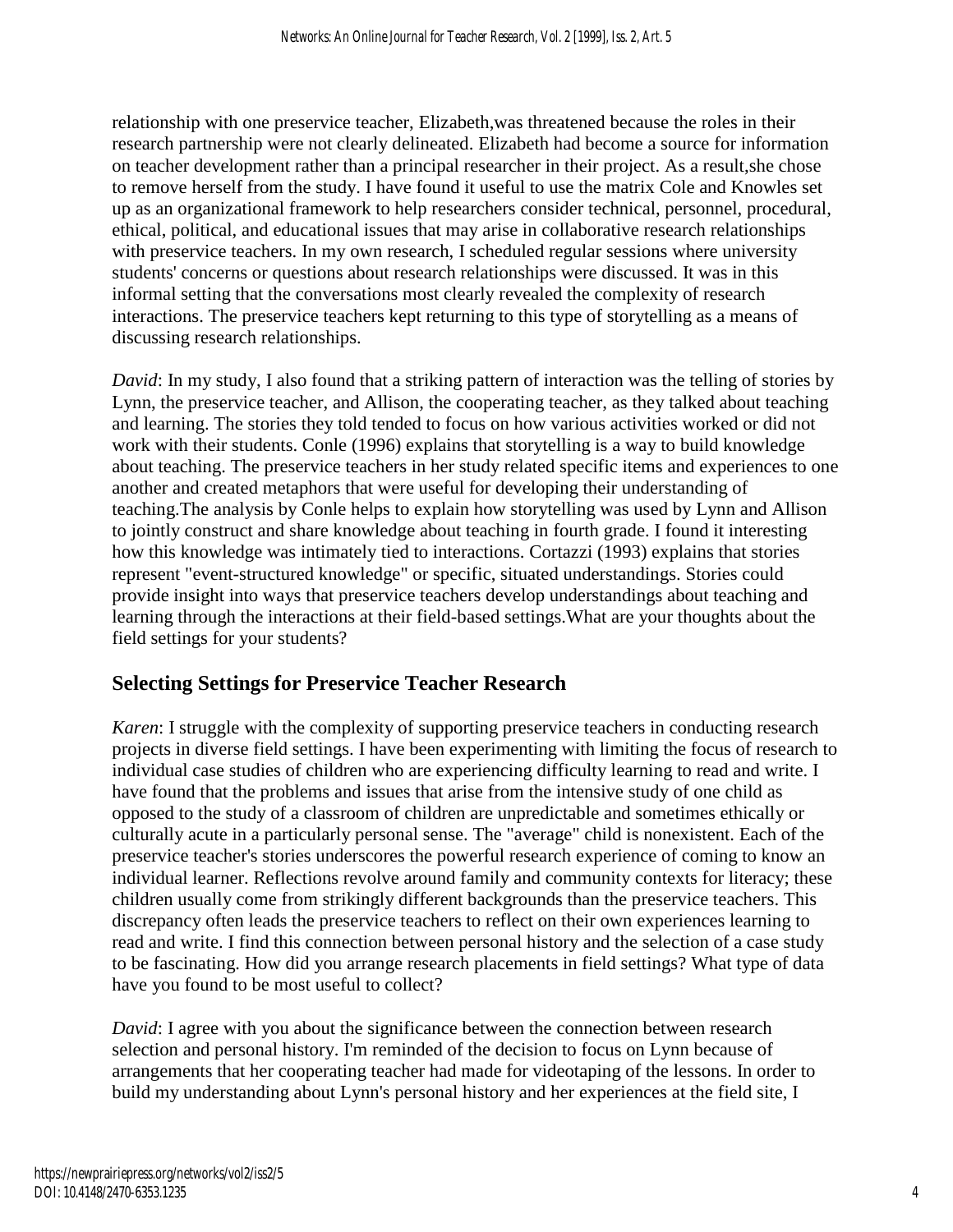relationship with one preservice teacher, Elizabeth,was threatened because the roles in their research partnership were not clearly delineated. Elizabeth had become a source for information on teacher development rather than a principal researcher in their project. As a result,she chose to remove herself from the study. I have found it useful to use the matrix Cole and Knowles set up as an organizational framework to help researchers consider technical, personnel, procedural, ethical, political, and educational issues that may arise in collaborative research relationships with preservice teachers. In my own research, I scheduled regular sessions where university students' concerns or questions about research relationships were discussed. It was in this informal setting that the conversations most clearly revealed the complexity of research interactions. The preservice teachers kept returning to this type of storytelling as a means of discussing research relationships.

*David*: In my study, I also found that a striking pattern of interaction was the telling of stories by Lynn, the preservice teacher, and Allison, the cooperating teacher, as they talked about teaching and learning. The stories they told tended to focus on how various activities worked or did not work with their students. Conle (1996) explains that storytelling is a way to build knowledge about teaching. The preservice teachers in her study related specific items and experiences to one another and created metaphors that were useful for developing their understanding of teaching.The analysis by Conle helps to explain how storytelling was used by Lynn and Allison to jointly construct and share knowledge about teaching in fourth grade. I found it interesting how this knowledge was intimately tied to interactions. Cortazzi (1993) explains that stories represent "event-structured knowledge" or specific, situated understandings. Stories could provide insight into ways that preservice teachers develop understandings about teaching and learning through the interactions at their field-based settings.What are your thoughts about the field settings for your students?

## Selecting Settings for Preservice Teacher Research

*Karen*: I struggle with the complexity of supporting preservice teachers in conducting research projects in diverse field settings. I have been experimenting with limiting the focus of research to individual case studies of children who are experiencing difficulty learning to read and write. I have found that the problems and issues that arise from the intensive study of one child as opposed to the study of a classroom of children are unpredictable and sometimes ethically or culturally acute in a particularly personal sense. The "average" child is nonexistent. Each of the preservice teacher's stories underscores the powerful research experience of coming to know an individual learner. Reflections revolve around family and community contexts for literacy; these children usually come from strikingly different backgrounds than the preservice teachers. This discrepancy often leads the preservice teachers to reflect on their own experiences learning to read and write. I find this connection between personal history and the selection of a case study to be fascinating. How did you arrange research placements in field settings? What type of data have you found to be most useful to collect?

*David*: I agree with you about the significance between the connection between research selection and personal history. I'm reminded of the decision to focus on Lynn because of arrangements that her cooperating teacher had made for videotaping of the lessons. In order to build my understanding about Lynn's personal history and her experiences at the field site, I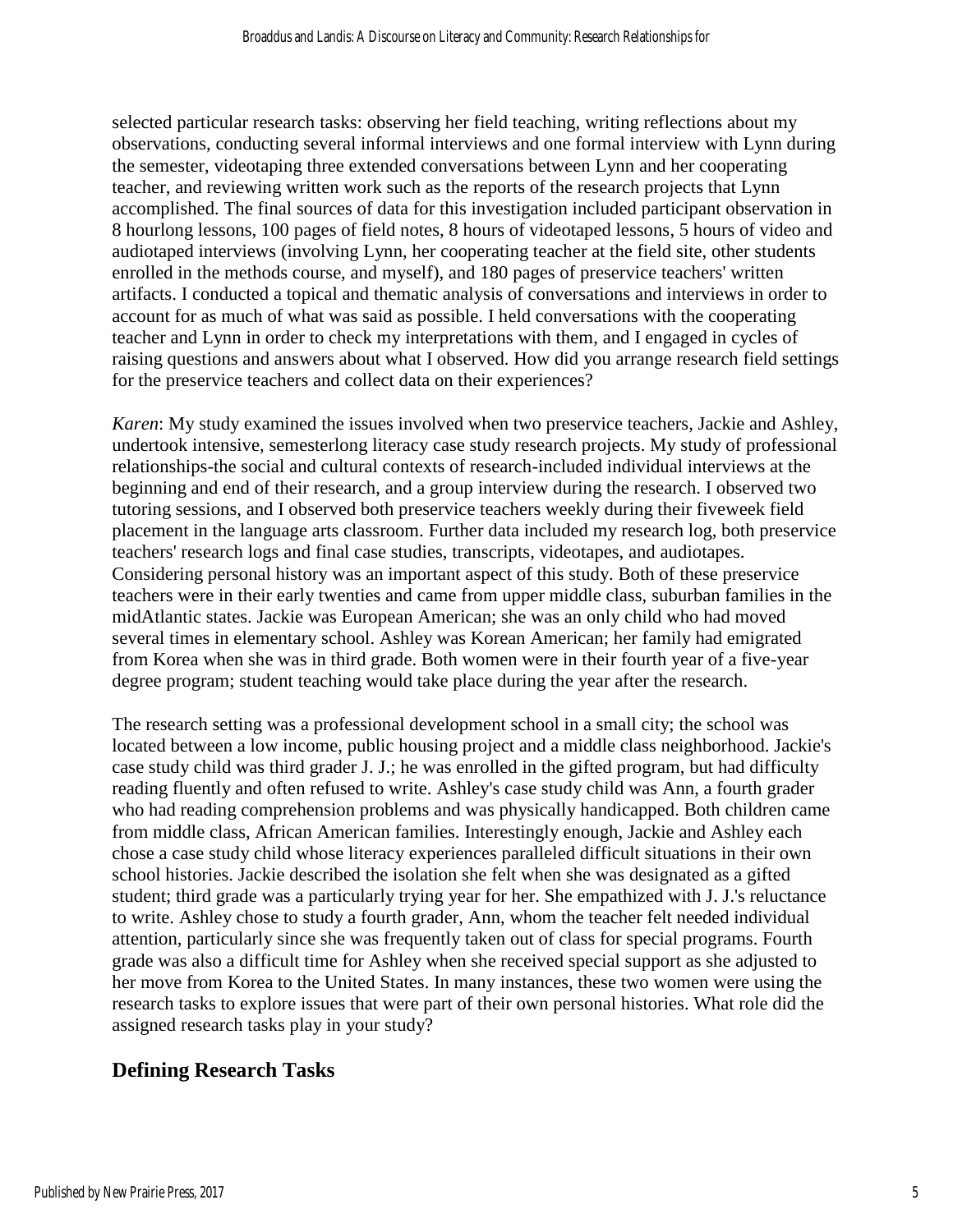selected particular research tasks: observing her field teaching, writing reflections about my observations, conducting several informal interviews and one formal interview with Lynn during the semester, videotaping three extended conversations between Lynn and her cooperating teacher, and reviewing written work such as the reports of the research projects that Lynn accomplished. The final sources of data for this investigation included participant observation in 8 hourlong lessons, 100 pages of field notes, 8 hours of videotaped lessons, 5 hours of video and audiotaped interviews (involving Lynn, her cooperating teacher at the field site, other students enrolled in the methods course, and myself), and 180 pages of preservice teachers' written artifacts. I conducted a topical and thematic analysis of conversations and interviews in order to account for as much of what was said as possible. I held conversations with the cooperating teacher and Lynn in order to check my interpretations with them, and I engaged in cycles of raising questions and answers about what I observed. How did you arrange research field settings for the preservice teachers and collect data on their experiences?

*Karen*: My study examined the issues involved when two preservice teachers, Jackie and Ashley, undertook intensive, semesterlong literacy case study research projects. My study of professional relationships-the social and cultural contexts of research-included individual interviews at the beginning and end of their research, and a group interview during the research. I observed two tutoring sessions, and I observed both preservice teachers weekly during their fiveweek field placement in the language arts classroom. Further data included my research log, both preservice teachers' research logs and final case studies, transcripts, videotapes, and audiotapes. Considering personal history was an important aspect of this study. Both of these preservice teachers were in their early twenties and came from upper middle class, suburban families in the midAtlantic states. Jackie was European American; she was an only child who had moved several times in elementary school. Ashley was Korean American; her family had emigrated from Korea when she was in third grade. Both women were in their fourth year of a five-year degree program; student teaching would take place during the year after the research.

The research setting was a professional development school in a small city; the school was located between a low income, public housing project and a middle class neighborhood. Jackie's case study child was third grader J. J.; he was enrolled in the gifted program, but had difficulty reading fluently and often refused to write. Ashley's case study child was Ann, a fourth grader who had reading comprehension problems and was physically handicapped. Both children came from middle class, African American families. Interestingly enough, Jackie and Ashley each chose a case study child whose literacy experiences paralleled difficult situations in their own school histories. Jackie described the isolation she felt when she was designated as a gifted student; third grade was a particularly trying year for her. She empathized with J. J.'s reluctance to write. Ashley chose to study a fourth grader, Ann, whom the teacher felt needed individual attention, particularly since she was frequently taken out of class for special programs. Fourth grade was also a difficult time for Ashley when she received special support as she adjusted to her move from Korea to the United States. In many instances, these two women were using the research tasks to explore issues that were part of their own personal histories. What role did the assigned research tasks play in your study?

## Defining Research Tasks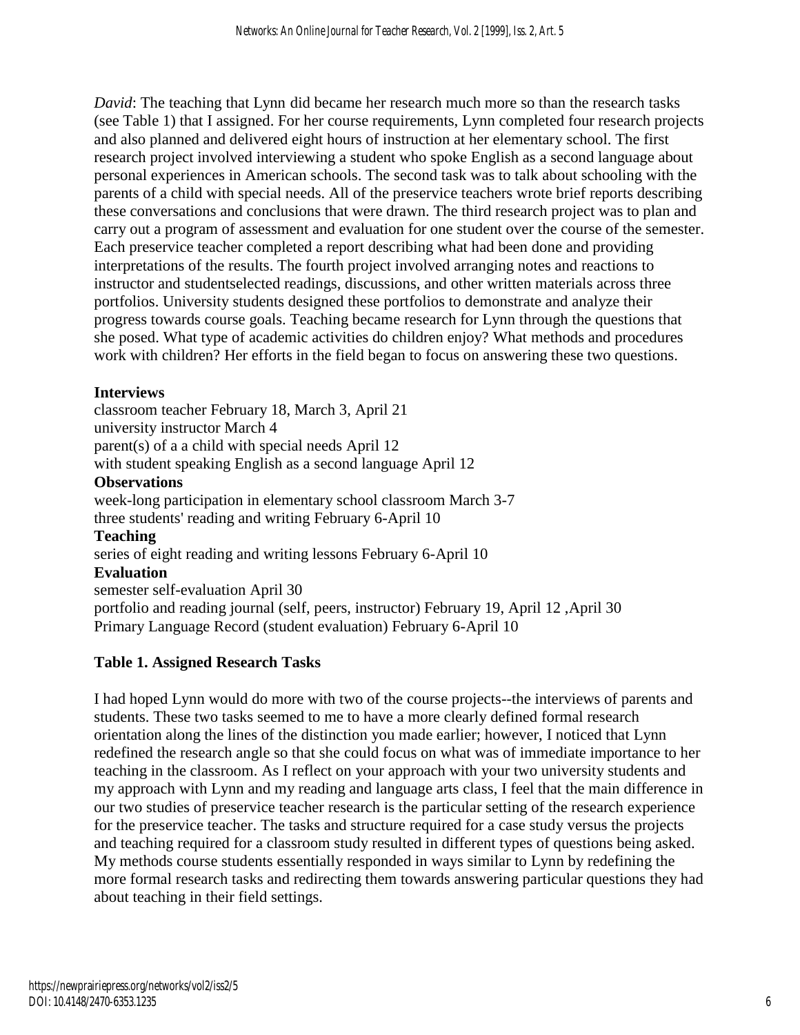*David*: The teaching that Lynn did became her research much more so than the research tasks (see Table 1) that I assigned. For her course requirements, Lynn completed four research projects and also planned and delivered eight hours of instruction at her elementary school. The first research project involved interviewing a student who spoke English as a second language about personal experiences in American schools. The second task was to talk about schooling with the parents of a child with special needs. All of the preservice teachers wrote brief reports describing these conversations and conclusions that were drawn. The third research project was to plan and carry out a program of assessment and evaluation for one student over the course of the semester. Each preservice teacher completed a report describing what had been done and providing interpretations of the results. The fourth project involved arranging notes and reactions to instructor and studentselected readings, discussions, and other written materials across three portfolios. University students designed these portfolios to demonstrate and analyze their progress towards course goals. Teaching became research for Lynn through the questions that she posed. What type of academic activities do children enjoy? What methods and procedures work with children? Her efforts in the field began to focus on answering these two questions.

**Interviews**
classroom teacher February 18, March 3, April 21
university instructor March 4
parent(s) of a a child with special needs April 12
with student speaking English as a second language April 12
**Observations**
week-long participation in elementary school classroom March 3-7
three students' reading and writing February 6-April 10
**Teaching**
series of eight reading and writing lessons February 6-April 10
**Evaluation**
semester self-evaluation April 30
portfolio and reading journal (self, peers, instructor) February 19, April 12 ,April 30
Primary Language Record (student evaluation) February 6-April 10

**Table 1. Assigned Research Tasks**

I had hoped Lynn would do more with two of the course projects--the interviews of parents and students. These two tasks seemed to me to have a more clearly defined formal research orientation along the lines of the distinction you made earlier; however, I noticed that Lynn redefined the research angle so that she could focus on what was of immediate importance to her teaching in the classroom. As I reflect on your approach with your two university students and my approach with Lynn and my reading and language arts class, I feel that the main difference in our two studies of preservice teacher research is the particular setting of the research experience for the preservice teacher. The tasks and structure required for a case study versus the projects and teaching required for a classroom study resulted in different types of questions being asked. My methods course students essentially responded in ways similar to Lynn by redefining the more formal research tasks and redirecting them towards answering particular questions they had about teaching in their field settings.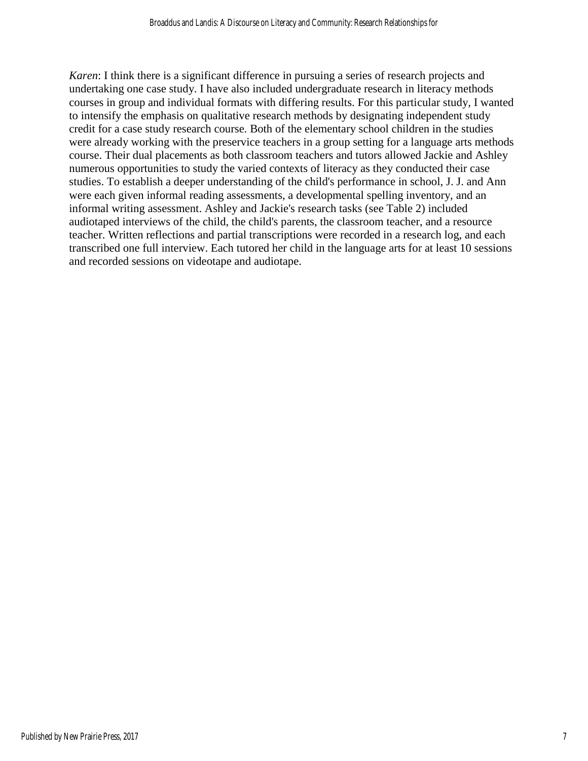*Karen*: I think there is a significant difference in pursuing a series of research projects and undertaking one case study. I have also included undergraduate research in literacy methods courses in group and individual formats with differing results. For this particular study, I wanted to intensify the emphasis on qualitative research methods by designating independent study credit for a case study research course. Both of the elementary school children in the studies were already working with the preservice teachers in a group setting for a language arts methods course. Their dual placements as both classroom teachers and tutors allowed Jackie and Ashley numerous opportunities to study the varied contexts of literacy as they conducted their case studies. To establish a deeper understanding of the child's performance in school, J. J. and Ann were each given informal reading assessments, a developmental spelling inventory, and an informal writing assessment. Ashley and Jackie's research tasks (see Table 2) included audiotaped interviews of the child, the child's parents, the classroom teacher, and a resource teacher. Written reflections and partial transcriptions were recorded in a research log, and each transcribed one full interview. Each tutored her child in the language arts for at least 10 sessions and recorded sessions on videotape and audiotape.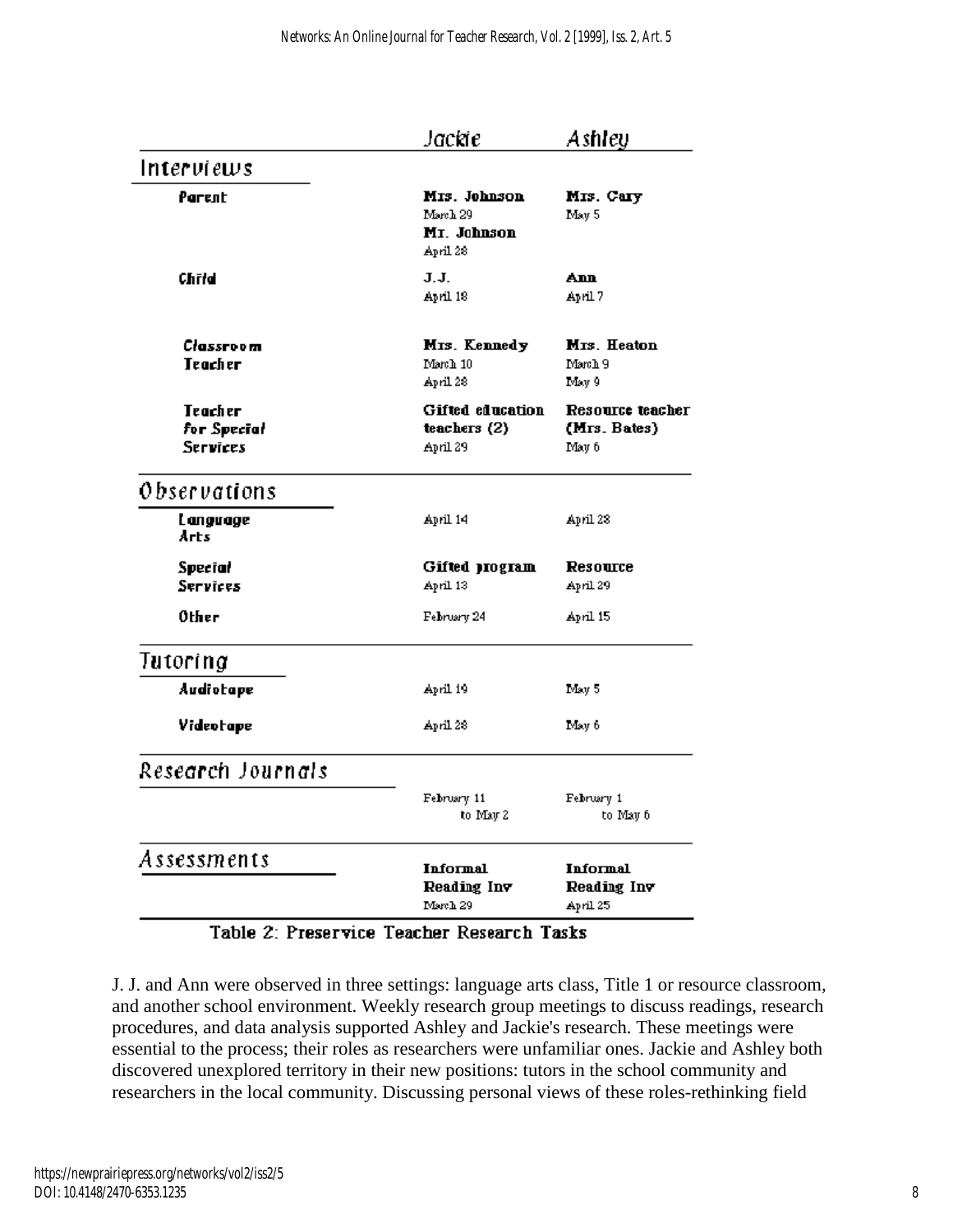| | Jackie | Ashley |
| --- | --- | --- |
| **Interviews** | | |
| Parent | Mrs. Johnson March 29 Mr. Johnson April 28 | Mrs. Cary May 5 |
| Child | J.J. April 18 | Ann April 7 |
| Classroom Teacher | Mrs. Kennedy March 10 April 28 | Mrs. Heaton March 9 May 9 |
| Teacher for Special Services | Gifted education teachers (2) April 29 | Resource teacher (Mrs. Bates) May 6 |
| **Observations** | | |
| Language Arts | April 14 | April 28 |
| Special Services | Gifted program April 13 | Resource April 29 |
| Other | February 24 | April 15 |
| **Tutoring** | | |
| Audiotape | April 19 | May 5 |
| Videotape | April 28 | May 6 |
| **Research Journals** | February 11 to May 2 | February 1 to May 6 |
| **Assessments** | Informal Reading Inv March 29 | Informal Reading Inv April 25 |

Table 2: Preservice Teacher Research Tasks

J. J. and Ann were observed in three settings: language arts class, Title 1 or resource classroom, and another school environment. Weekly research group meetings to discuss readings, research procedures, and data analysis supported Ashley and Jackie's research. These meetings were essential to the process; their roles as researchers were unfamiliar ones. Jackie and Ashley both discovered unexplored territory in their new positions: tutors in the school community and researchers in the local community. Discussing personal views of these roles-rethinking field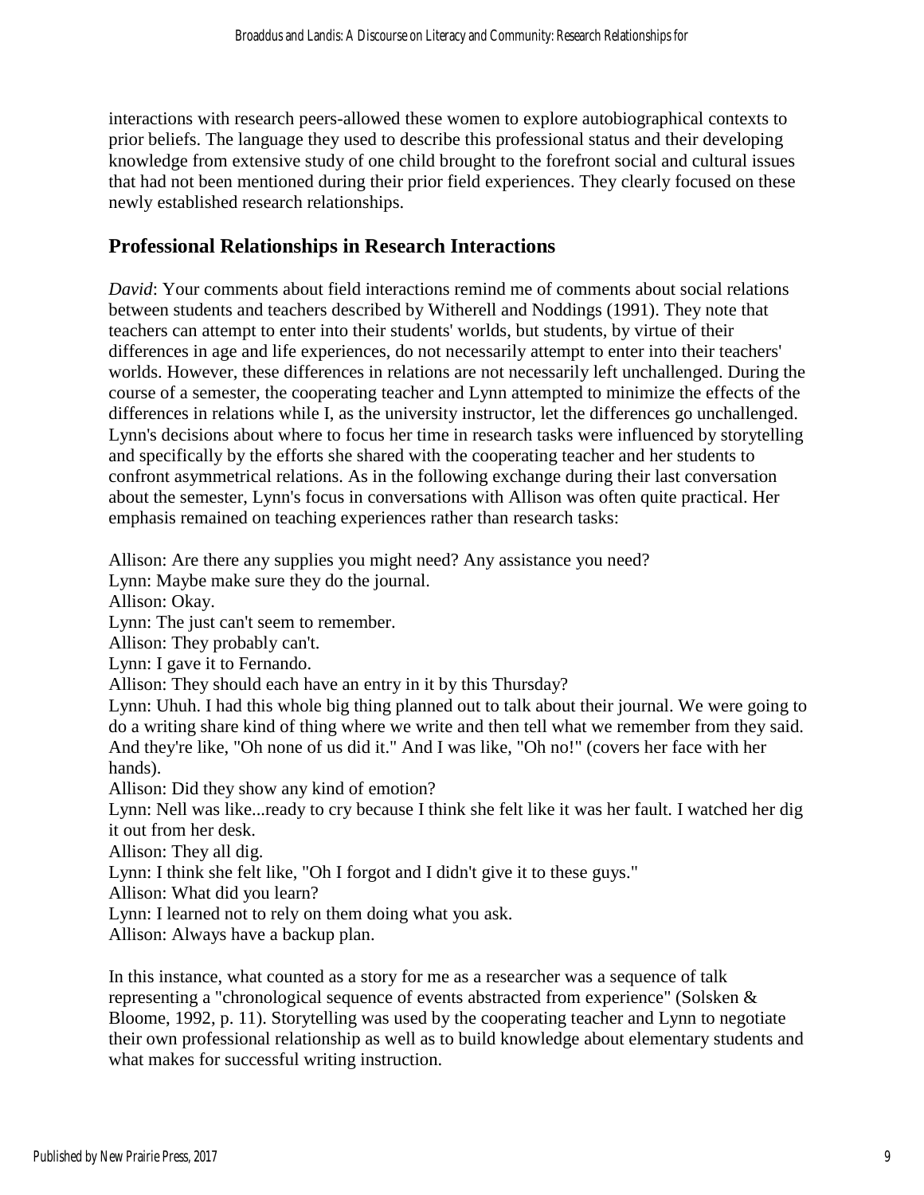interactions with research peers-allowed these women to explore autobiographical contexts to prior beliefs. The language they used to describe this professional status and their developing knowledge from extensive study of one child brought to the forefront social and cultural issues that had not been mentioned during their prior field experiences. They clearly focused on these newly established research relationships.

## Professional Relationships in Research Interactions

*David*: Your comments about field interactions remind me of comments about social relations between students and teachers described by Witherell and Noddings (1991). They note that teachers can attempt to enter into their students' worlds, but students, by virtue of their differences in age and life experiences, do not necessarily attempt to enter into their teachers' worlds. However, these differences in relations are not necessarily left unchallenged. During the course of a semester, the cooperating teacher and Lynn attempted to minimize the effects of the differences in relations while I, as the university instructor, let the differences go unchallenged. Lynn's decisions about where to focus her time in research tasks were influenced by storytelling and specifically by the efforts she shared with the cooperating teacher and her students to confront asymmetrical relations. As in the following exchange during their last conversation about the semester, Lynn's focus in conversations with Allison was often quite practical. Her emphasis remained on teaching experiences rather than research tasks:

Allison: Are there any supplies you might need? Any assistance you need?
Lynn: Maybe make sure they do the journal.
Allison: Okay.
Lynn: The just can't seem to remember.
Allison: They probably can't.
Lynn: I gave it to Fernando.
Allison: They should each have an entry in it by this Thursday?
Lynn: Uhuh. I had this whole big thing planned out to talk about their journal. We were going to do a writing share kind of thing where we write and then tell what we remember from they said. And they're like, "Oh none of us did it." And I was like, "Oh no!" (covers her face with her hands).
Allison: Did they show any kind of emotion?
Lynn: Nell was like...ready to cry because I think she felt like it was her fault. I watched her dig it out from her desk.
Allison: They all dig.
Lynn: I think she felt like, "Oh I forgot and I didn't give it to these guys."
Allison: What did you learn?
Lynn: I learned not to rely on them doing what you ask.
Allison: Always have a backup plan.

In this instance, what counted as a story for me as a researcher was a sequence of talk representing a "chronological sequence of events abstracted from experience" (Solsken & Bloome, 1992, p. 11). Storytelling was used by the cooperating teacher and Lynn to negotiate their own professional relationship as well as to build knowledge about elementary students and what makes for successful writing instruction.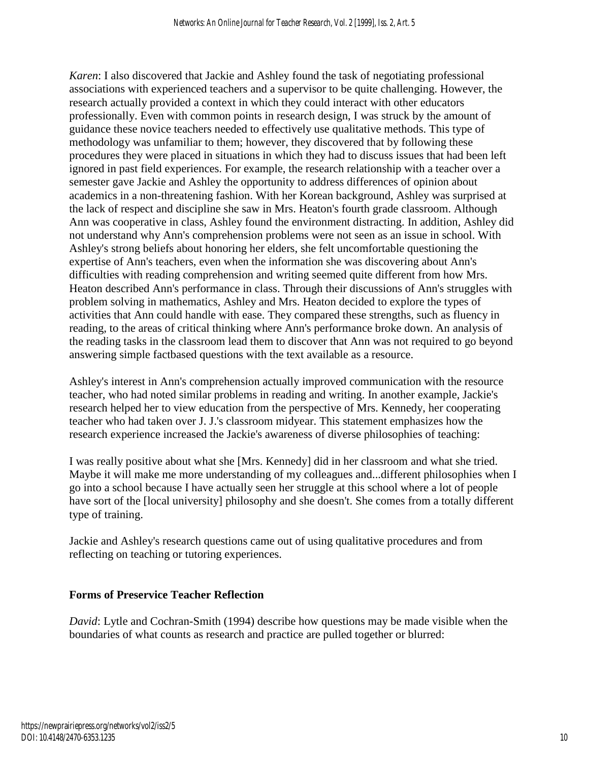*Karen*: I also discovered that Jackie and Ashley found the task of negotiating professional associations with experienced teachers and a supervisor to be quite challenging. However, the research actually provided a context in which they could interact with other educators professionally. Even with common points in research design, I was struck by the amount of guidance these novice teachers needed to effectively use qualitative methods. This type of methodology was unfamiliar to them; however, they discovered that by following these procedures they were placed in situations in which they had to discuss issues that had been left ignored in past field experiences. For example, the research relationship with a teacher over a semester gave Jackie and Ashley the opportunity to address differences of opinion about academics in a non-threatening fashion. With her Korean background, Ashley was surprised at the lack of respect and discipline she saw in Mrs. Heaton's fourth grade classroom. Although Ann was cooperative in class, Ashley found the environment distracting. In addition, Ashley did not understand why Ann's comprehension problems were not seen as an issue in school. With Ashley's strong beliefs about honoring her elders, she felt uncomfortable questioning the expertise of Ann's teachers, even when the information she was discovering about Ann's difficulties with reading comprehension and writing seemed quite different from how Mrs. Heaton described Ann's performance in class. Through their discussions of Ann's struggles with problem solving in mathematics, Ashley and Mrs. Heaton decided to explore the types of activities that Ann could handle with ease. They compared these strengths, such as fluency in reading, to the areas of critical thinking where Ann's performance broke down. An analysis of the reading tasks in the classroom lead them to discover that Ann was not required to go beyond answering simple factbased questions with the text available as a resource.

Ashley's interest in Ann's comprehension actually improved communication with the resource teacher, who had noted similar problems in reading and writing. In another example, Jackie's research helped her to view education from the perspective of Mrs. Kennedy, her cooperating teacher who had taken over J. J.'s classroom midyear. This statement emphasizes how the research experience increased the Jackie's awareness of diverse philosophies of teaching:

I was really positive about what she [Mrs. Kennedy] did in her classroom and what she tried. Maybe it will make me more understanding of my colleagues and...different philosophies when I go into a school because I have actually seen her struggle at this school where a lot of people have sort of the [local university] philosophy and she doesn't. She comes from a totally different type of training.

Jackie and Ashley's research questions came out of using qualitative procedures and from reflecting on teaching or tutoring experiences.

## Forms of Preservice Teacher Reflection

*David*: Lytle and Cochran-Smith (1994) describe how questions may be made visible when the boundaries of what counts as research and practice are pulled together or blurred: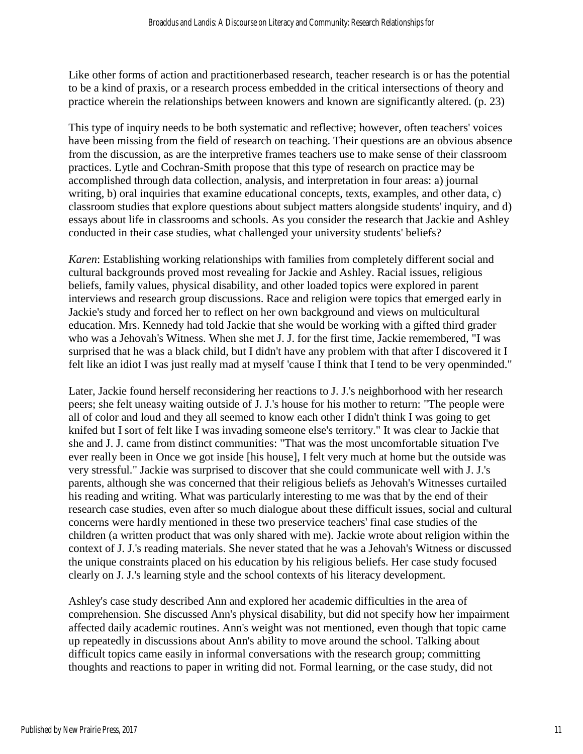Like other forms of action and practitionerbased research, teacher research is or has the potential to be a kind of praxis, or a research process embedded in the critical intersections of theory and practice wherein the relationships between knowers and known are significantly altered. (p. 23)

This type of inquiry needs to be both systematic and reflective; however, often teachers' voices have been missing from the field of research on teaching. Their questions are an obvious absence from the discussion, as are the interpretive frames teachers use to make sense of their classroom practices. Lytle and Cochran-Smith propose that this type of research on practice may be accomplished through data collection, analysis, and interpretation in four areas: a) journal writing, b) oral inquiries that examine educational concepts, texts, examples, and other data, c) classroom studies that explore questions about subject matters alongside students' inquiry, and d) essays about life in classrooms and schools. As you consider the research that Jackie and Ashley conducted in their case studies, what challenged your university students' beliefs?

*Karen*: Establishing working relationships with families from completely different social and cultural backgrounds proved most revealing for Jackie and Ashley. Racial issues, religious beliefs, family values, physical disability, and other loaded topics were explored in parent interviews and research group discussions. Race and religion were topics that emerged early in Jackie's study and forced her to reflect on her own background and views on multicultural education. Mrs. Kennedy had told Jackie that she would be working with a gifted third grader who was a Jehovah's Witness. When she met J. J. for the first time, Jackie remembered, "I was surprised that he was a black child, but I didn't have any problem with that after I discovered it I felt like an idiot I was just really mad at myself 'cause I think that I tend to be very openminded."

Later, Jackie found herself reconsidering her reactions to J. J.'s neighborhood with her research peers; she felt uneasy waiting outside of J. J.'s house for his mother to return: "The people were all of color and loud and they all seemed to know each other I didn't think I was going to get knifed but I sort of felt like I was invading someone else's territory." It was clear to Jackie that she and J. J. came from distinct communities: "That was the most uncomfortable situation I've ever really been in Once we got inside [his house], I felt very much at home but the outside was very stressful." Jackie was surprised to discover that she could communicate well with J. J.'s parents, although she was concerned that their religious beliefs as Jehovah's Witnesses curtailed his reading and writing. What was particularly interesting to me was that by the end of their research case studies, even after so much dialogue about these difficult issues, social and cultural concerns were hardly mentioned in these two preservice teachers' final case studies of the children (a written product that was only shared with me). Jackie wrote about religion within the context of J. J.'s reading materials. She never stated that he was a Jehovah's Witness or discussed the unique constraints placed on his education by his religious beliefs. Her case study focused clearly on J. J.'s learning style and the school contexts of his literacy development.

Ashley's case study described Ann and explored her academic difficulties in the area of comprehension. She discussed Ann's physical disability, but did not specify how her impairment affected daily academic routines. Ann's weight was not mentioned, even though that topic came up repeatedly in discussions about Ann's ability to move around the school. Talking about difficult topics came easily in informal conversations with the research group; committing thoughts and reactions to paper in writing did not. Formal learning, or the case study, did not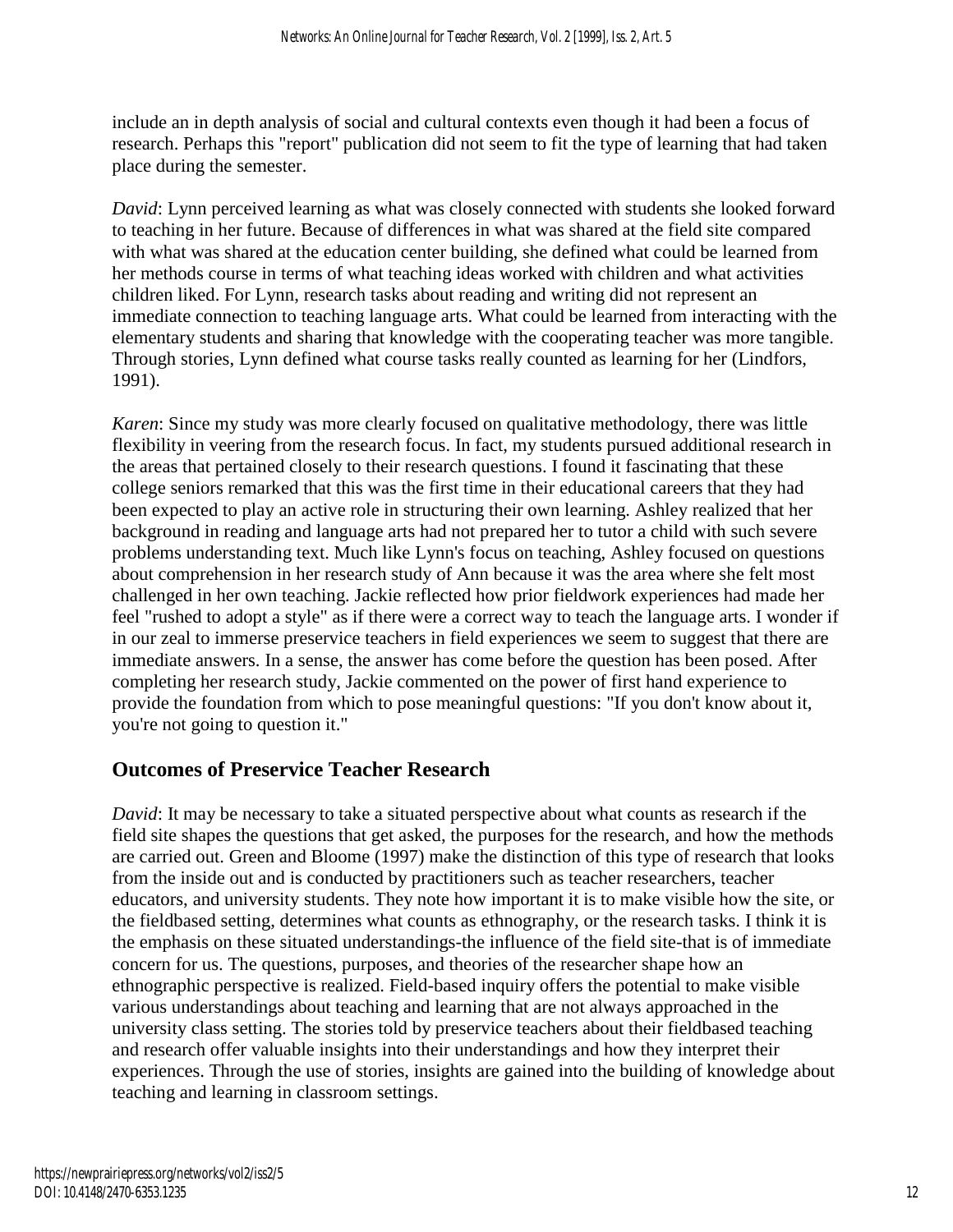include an in depth analysis of social and cultural contexts even though it had been a focus of research. Perhaps this "report" publication did not seem to fit the type of learning that had taken place during the semester.

*David*: Lynn perceived learning as what was closely connected with students she looked forward to teaching in her future. Because of differences in what was shared at the field site compared with what was shared at the education center building, she defined what could be learned from her methods course in terms of what teaching ideas worked with children and what activities children liked. For Lynn, research tasks about reading and writing did not represent an immediate connection to teaching language arts. What could be learned from interacting with the elementary students and sharing that knowledge with the cooperating teacher was more tangible. Through stories, Lynn defined what course tasks really counted as learning for her (Lindfors, 1991).

*Karen*: Since my study was more clearly focused on qualitative methodology, there was little flexibility in veering from the research focus. In fact, my students pursued additional research in the areas that pertained closely to their research questions. I found it fascinating that these college seniors remarked that this was the first time in their educational careers that they had been expected to play an active role in structuring their own learning. Ashley realized that her background in reading and language arts had not prepared her to tutor a child with such severe problems understanding text. Much like Lynn's focus on teaching, Ashley focused on questions about comprehension in her research study of Ann because it was the area where she felt most challenged in her own teaching. Jackie reflected how prior fieldwork experiences had made her feel "rushed to adopt a style" as if there were a correct way to teach the language arts. I wonder if in our zeal to immerse preservice teachers in field experiences we seem to suggest that there are immediate answers. In a sense, the answer has come before the question has been posed. After completing her research study, Jackie commented on the power of first hand experience to provide the foundation from which to pose meaningful questions: "If you don't know about it, you're not going to question it."

## Outcomes of Preservice Teacher Research

*David*: It may be necessary to take a situated perspective about what counts as research if the field site shapes the questions that get asked, the purposes for the research, and how the methods are carried out. Green and Bloome (1997) make the distinction of this type of research that looks from the inside out and is conducted by practitioners such as teacher researchers, teacher educators, and university students. They note how important it is to make visible how the site, or the fieldbased setting, determines what counts as ethnography, or the research tasks. I think it is the emphasis on these situated understandings-the influence of the field site-that is of immediate concern for us. The questions, purposes, and theories of the researcher shape how an ethnographic perspective is realized. Field-based inquiry offers the potential to make visible various understandings about teaching and learning that are not always approached in the university class setting. The stories told by preservice teachers about their fieldbased teaching and research offer valuable insights into their understandings and how they interpret their experiences. Through the use of stories, insights are gained into the building of knowledge about teaching and learning in classroom settings.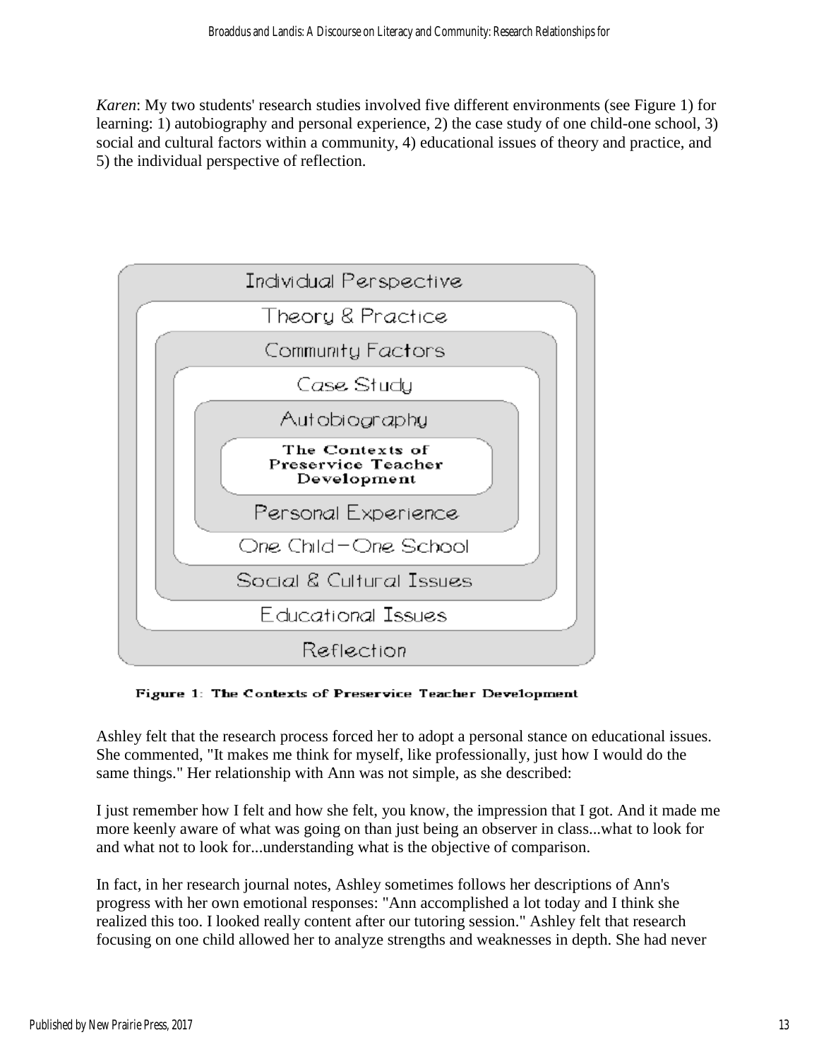*Karen*: My two students' research studies involved five different environments (see Figure 1) for learning: 1) autobiography and personal experience, 2) the case study of one child-one school, 3) social and cultural factors within a community, 4) educational issues of theory and practice, and 5) the individual perspective of reflection.

**Figure 1: The Contexts of Preservice Teacher Development**

Ashley felt that the research process forced her to adopt a personal stance on educational issues. She commented, "It makes me think for myself, like professionally, just how I would do the same things." Her relationship with Ann was not simple, as she described:

I just remember how I felt and how she felt, you know, the impression that I got. And it made me more keenly aware of what was going on than just being an observer in class...what to look for and what not to look for...understanding what is the objective of comparison.

In fact, in her research journal notes, Ashley sometimes follows her descriptions of Ann's progress with her own emotional responses: "Ann accomplished a lot today and I think she realized this too. I looked really content after our tutoring session." Ashley felt that research focusing on one child allowed her to analyze strengths and weaknesses in depth. She had never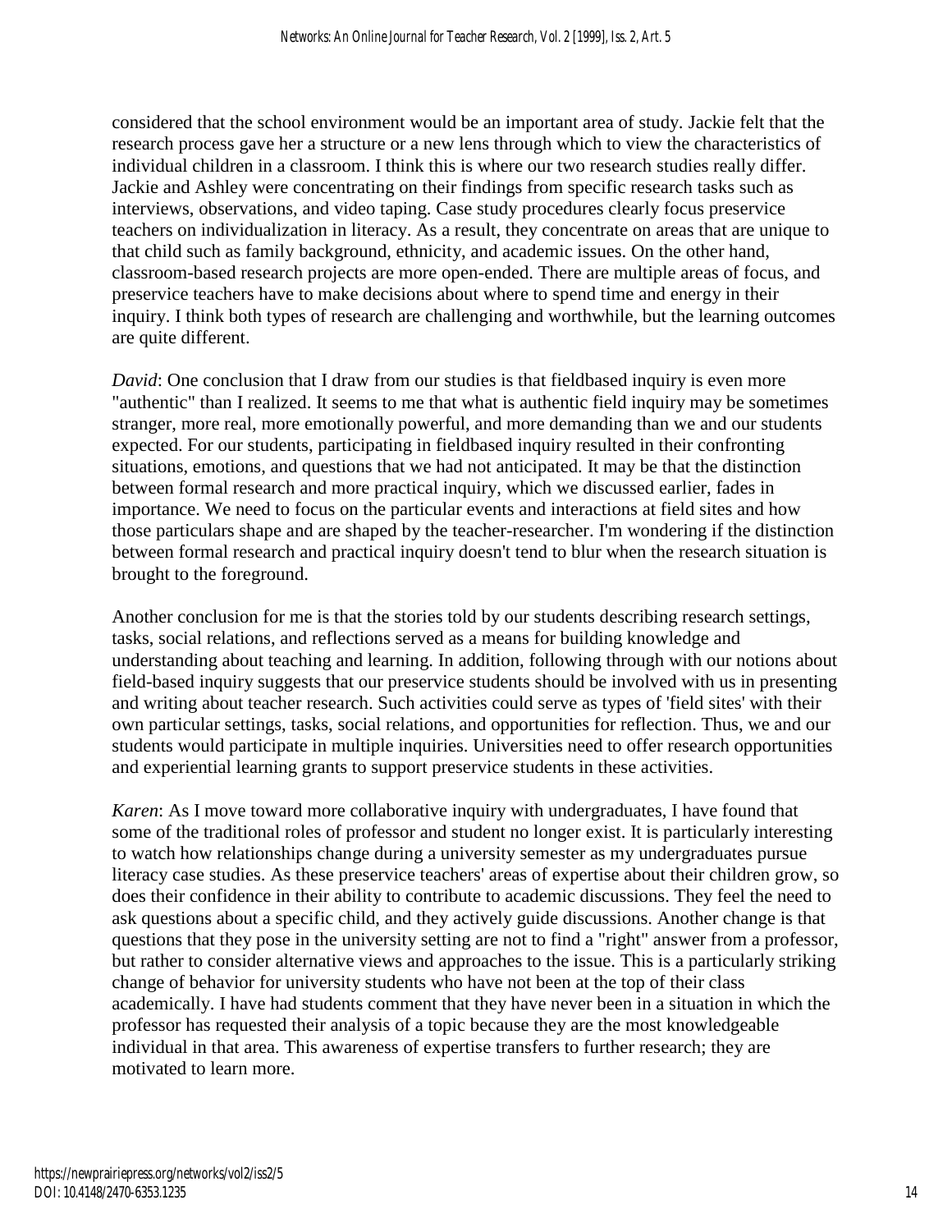considered that the school environment would be an important area of study. Jackie felt that the research process gave her a structure or a new lens through which to view the characteristics of individual children in a classroom. I think this is where our two research studies really differ. Jackie and Ashley were concentrating on their findings from specific research tasks such as interviews, observations, and video taping. Case study procedures clearly focus preservice teachers on individualization in literacy. As a result, they concentrate on areas that are unique to that child such as family background, ethnicity, and academic issues. On the other hand, classroom-based research projects are more open-ended. There are multiple areas of focus, and preservice teachers have to make decisions about where to spend time and energy in their inquiry. I think both types of research are challenging and worthwhile, but the learning outcomes are quite different.

*David*: One conclusion that I draw from our studies is that fieldbased inquiry is even more "authentic" than I realized. It seems to me that what is authentic field inquiry may be sometimes stranger, more real, more emotionally powerful, and more demanding than we and our students expected. For our students, participating in fieldbased inquiry resulted in their confronting situations, emotions, and questions that we had not anticipated. It may be that the distinction between formal research and more practical inquiry, which we discussed earlier, fades in importance. We need to focus on the particular events and interactions at field sites and how those particulars shape and are shaped by the teacher-researcher. I'm wondering if the distinction between formal research and practical inquiry doesn't tend to blur when the research situation is brought to the foreground.

Another conclusion for me is that the stories told by our students describing research settings, tasks, social relations, and reflections served as a means for building knowledge and understanding about teaching and learning. In addition, following through with our notions about field-based inquiry suggests that our preservice students should be involved with us in presenting and writing about teacher research. Such activities could serve as types of 'field sites' with their own particular settings, tasks, social relations, and opportunities for reflection. Thus, we and our students would participate in multiple inquiries. Universities need to offer research opportunities and experiential learning grants to support preservice students in these activities.

*Karen*: As I move toward more collaborative inquiry with undergraduates, I have found that some of the traditional roles of professor and student no longer exist. It is particularly interesting to watch how relationships change during a university semester as my undergraduates pursue literacy case studies. As these preservice teachers' areas of expertise about their children grow, so does their confidence in their ability to contribute to academic discussions. They feel the need to ask questions about a specific child, and they actively guide discussions. Another change is that questions that they pose in the university setting are not to find a "right" answer from a professor, but rather to consider alternative views and approaches to the issue. This is a particularly striking change of behavior for university students who have not been at the top of their class academically. I have had students comment that they have never been in a situation in which the professor has requested their analysis of a topic because they are the most knowledgeable individual in that area. This awareness of expertise transfers to further research; they are motivated to learn more.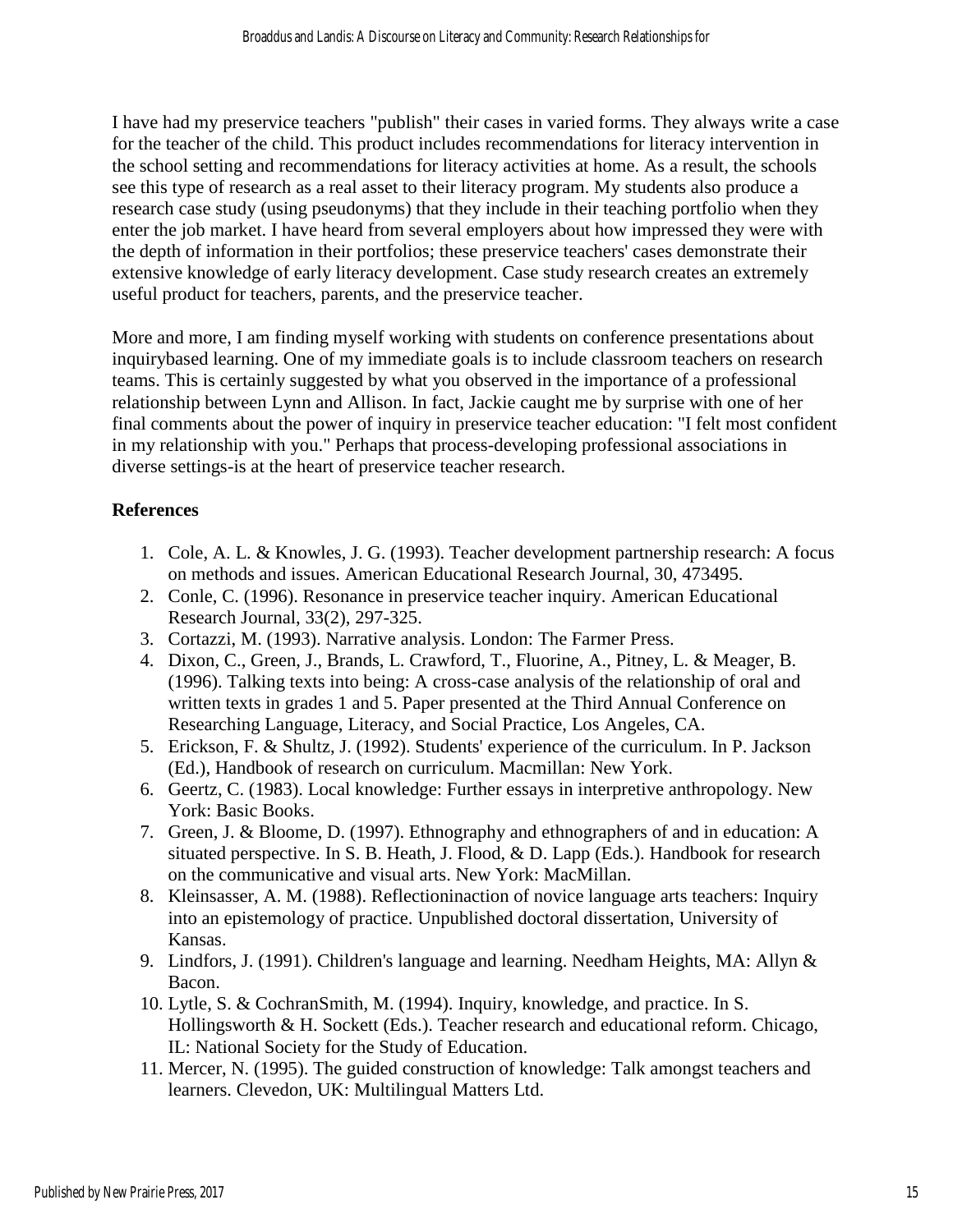I have had my preservice teachers "publish" their cases in varied forms. They always write a case for the teacher of the child. This product includes recommendations for literacy intervention in the school setting and recommendations for literacy activities at home. As a result, the schools see this type of research as a real asset to their literacy program. My students also produce a research case study (using pseudonyms) that they include in their teaching portfolio when they enter the job market. I have heard from several employers about how impressed they were with the depth of information in their portfolios; these preservice teachers' cases demonstrate their extensive knowledge of early literacy development. Case study research creates an extremely useful product for teachers, parents, and the preservice teacher.

More and more, I am finding myself working with students on conference presentations about inquirybased learning. One of my immediate goals is to include classroom teachers on research teams. This is certainly suggested by what you observed in the importance of a professional relationship between Lynn and Allison. In fact, Jackie caught me by surprise with one of her final comments about the power of inquiry in preservice teacher education: "I felt most confident in my relationship with you." Perhaps that process-developing professional associations in diverse settings-is at the heart of preservice teacher research.

**References**

1. Cole, A. L. & Knowles, J. G. (1993). Teacher development partnership research: A focus on methods and issues. American Educational Research Journal, 30, 473495.
2. Conle, C. (1996). Resonance in preservice teacher inquiry. American Educational Research Journal, 33(2), 297-325.
3. Cortazzi, M. (1993). Narrative analysis. London: The Farmer Press.
4. Dixon, C., Green, J., Brands, L. Crawford, T., Fluorine, A., Pitney, L. & Meager, B. (1996). Talking texts into being: A cross-case analysis of the relationship of oral and written texts in grades 1 and 5. Paper presented at the Third Annual Conference on Researching Language, Literacy, and Social Practice, Los Angeles, CA.
5. Erickson, F. & Shultz, J. (1992). Students' experience of the curriculum. In P. Jackson (Ed.), Handbook of research on curriculum. Macmillan: New York.
6. Geertz, C. (1983). Local knowledge: Further essays in interpretive anthropology. New York: Basic Books.
7. Green, J. & Bloome, D. (1997). Ethnography and ethnographers of and in education: A situated perspective. In S. B. Heath, J. Flood, & D. Lapp (Eds.). Handbook for research on the communicative and visual arts. New York: MacMillan.
8. Kleinsasser, A. M. (1988). Reflectioninaction of novice language arts teachers: Inquiry into an epistemology of practice. Unpublished doctoral dissertation, University of Kansas.
9. Lindfors, J. (1991). Children's language and learning. Needham Heights, MA: Allyn & Bacon.
10. Lytle, S. & CochranSmith, M. (1994). Inquiry, knowledge, and practice. In S. Hollingsworth & H. Sockett (Eds.). Teacher research and educational reform. Chicago, IL: National Society for the Study of Education.
11. Mercer, N. (1995). The guided construction of knowledge: Talk amongst teachers and learners. Clevedon, UK: Multilingual Matters Ltd.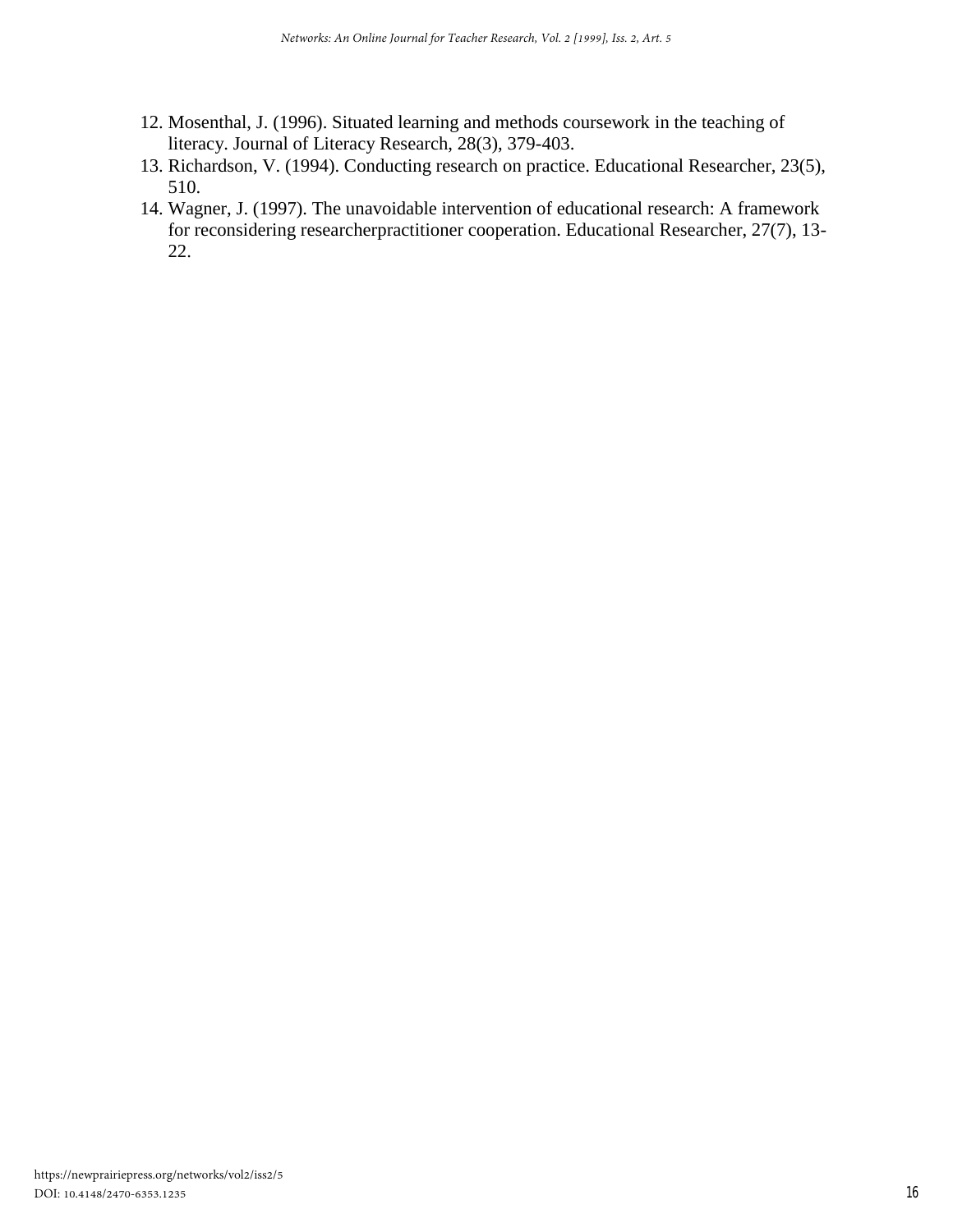12. Mosenthal, J. (1996). Situated learning and methods coursework in the teaching of literacy. Journal of Literacy Research, 28(3), 379-403.
13. Richardson, V. (1994). Conducting research on practice. Educational Researcher, 23(5), 510.
14. Wagner, J. (1997). The unavoidable intervention of educational research: A framework for reconsidering researcherpractitioner cooperation. Educational Researcher, 27(7), 13-22.